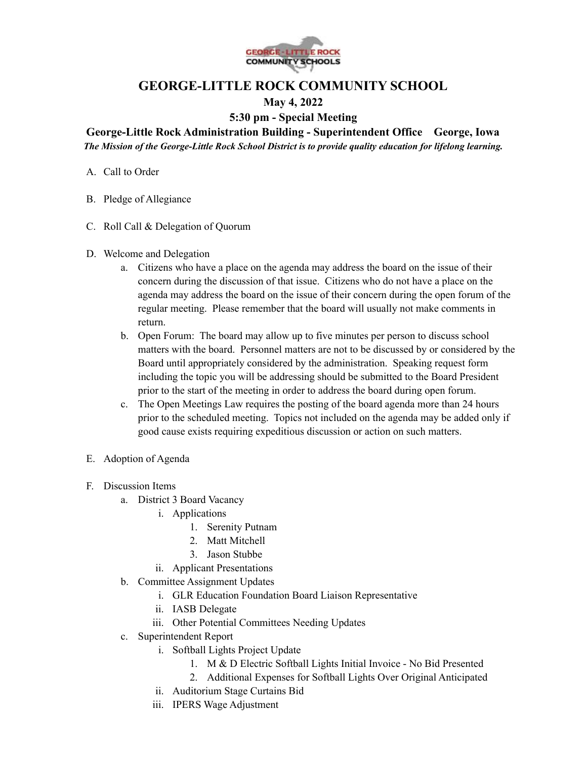# GEORGE-LITTLE ROCK COMMUNITY SCHOOL

**May 4, 2022**

**5:30 pm - Special Meeting**

**George-Little Rock Administration Building - Superintendent Office    George, Iowa**

***The Mission of the George-Little Rock School District is to provide quality education for lifelong learning.***

A. Call to Order

B. Pledge of Allegiance

C. Roll Call & Delegation of Quorum

D. Welcome and Delegation
   a. Citizens who have a place on the agenda may address the board on the issue of their concern during the discussion of that issue. Citizens who do not have a place on the agenda may address the board on the issue of their concern during the open forum of the regular meeting. Please remember that the board will usually not make comments in return.
   b. Open Forum: The board may allow up to five minutes per person to discuss school matters with the board. Personnel matters are not to be discussed by or considered by the Board until appropriately considered by the administration. Speaking request form including the topic you will be addressing should be submitted to the Board President prior to the start of the meeting in order to address the board during open forum.
   c. The Open Meetings Law requires the posting of the board agenda more than 24 hours prior to the scheduled meeting. Topics not included on the agenda may be added only if good cause exists requiring expeditious discussion or action on such matters.

E. Adoption of Agenda

F. Discussion Items
   a. District 3 Board Vacancy
      i. Applications
         1. Serenity Putnam
         2. Matt Mitchell
         3. Jason Stubbe
      ii. Applicant Presentations
   b. Committee Assignment Updates
      i. GLR Education Foundation Board Liaison Representative
      ii. IASB Delegate
      iii. Other Potential Committees Needing Updates
   c. Superintendent Report
      i. Softball Lights Project Update
         1. M & D Electric Softball Lights Initial Invoice - No Bid Presented
         2. Additional Expenses for Softball Lights Over Original Anticipated
      ii. Auditorium Stage Curtains Bid
      iii. IPERS Wage Adjustment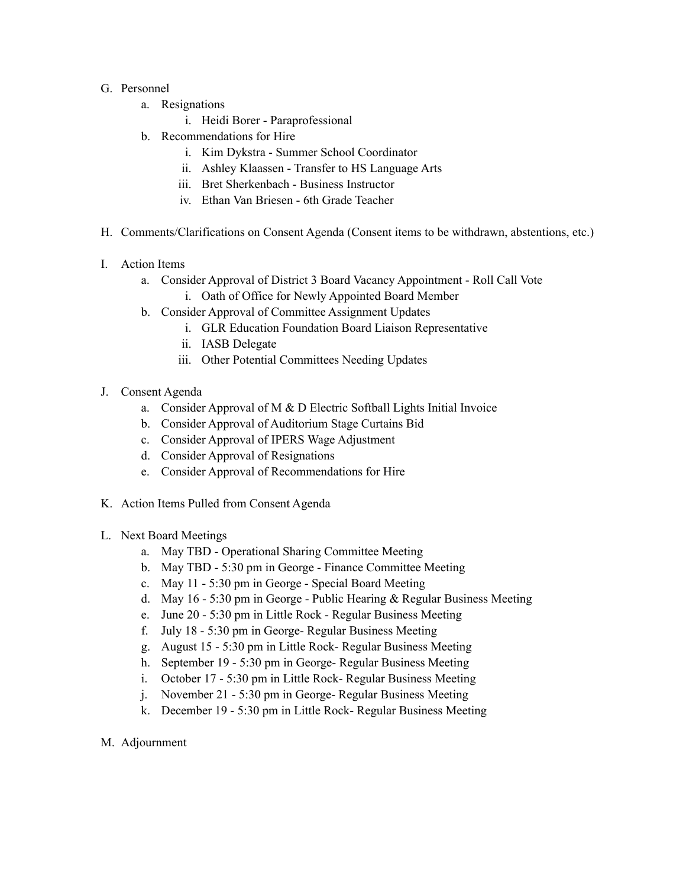G. Personnel
    a. Resignations
        i. Heidi Borer - Paraprofessional
    b. Recommendations for Hire
        i. Kim Dykstra - Summer School Coordinator
        ii. Ashley Klaassen - Transfer to HS Language Arts
        iii. Bret Sherkenbach - Business Instructor
        iv. Ethan Van Briesen - 6th Grade Teacher

H. Comments/Clarifications on Consent Agenda (Consent items to be withdrawn, abstentions, etc.)

I. Action Items
    a. Consider Approval of District 3 Board Vacancy Appointment - Roll Call Vote
        i. Oath of Office for Newly Appointed Board Member
    b. Consider Approval of Committee Assignment Updates
        i. GLR Education Foundation Board Liaison Representative
        ii. IASB Delegate
        iii. Other Potential Committees Needing Updates

J. Consent Agenda
    a. Consider Approval of M & D Electric Softball Lights Initial Invoice
    b. Consider Approval of Auditorium Stage Curtains Bid
    c. Consider Approval of IPERS Wage Adjustment
    d. Consider Approval of Resignations
    e. Consider Approval of Recommendations for Hire

K. Action Items Pulled from Consent Agenda

L. Next Board Meetings
    a. May TBD - Operational Sharing Committee Meeting
    b. May TBD - 5:30 pm in George - Finance Committee Meeting
    c. May 11 - 5:30 pm in George - Special Board Meeting
    d. May 16 - 5:30 pm in George - Public Hearing & Regular Business Meeting
    e. June 20 - 5:30 pm in Little Rock - Regular Business Meeting
    f. July 18 - 5:30 pm in George- Regular Business Meeting
    g. August 15 - 5:30 pm in Little Rock- Regular Business Meeting
    h. September 19 - 5:30 pm in George- Regular Business Meeting
    i. October 17 - 5:30 pm in Little Rock- Regular Business Meeting
    j. November 21 - 5:30 pm in George- Regular Business Meeting
    k. December 19 - 5:30 pm in Little Rock- Regular Business Meeting

M. Adjournment